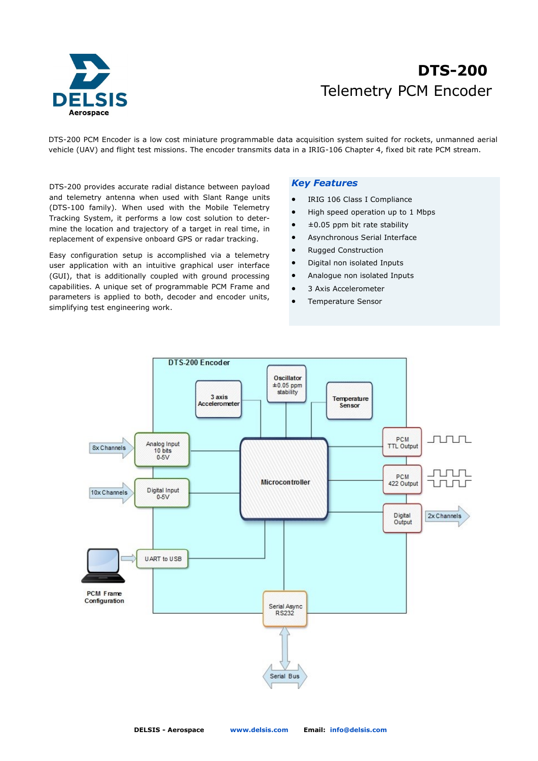# DTS-200

## Telemetry PCM Encoder

DTS-200 PCM Encoder is a low cost miniature programmable data acquisition system suited for rockets, unmanned aerial vehicle (UAV) and flight test missions. The encoder transmits data in a IRIG-106 Chapter 4, fixed bit rate PCM stream.

DTS-200 provides accurate radial distance between payload and telemetry antenna when used with Slant Range units (DTS-100 family). When used with the Mobile Telemetry Tracking System, it performs a low cost solution to determine the location and trajectory of a target in real time, in replacement of expensive onboard GPS or radar tracking.

Easy configuration setup is accomplished via a telemetry user application with an intuitive graphical user interface (GUI), that is additionally coupled with ground processing capabilities. A unique set of programmable PCM Frame and parameters is applied to both, decoder and encoder units, simplifying test engineering work.

### *Key Features*

- IRIG 106 Class I Compliance
- High speed operation up to 1 Mbps
- ±0.05 ppm bit rate stability
- Asynchronous Serial Interface
- Rugged Construction
- Digital non isolated Inputs
- Analogue non isolated Inputs
- 3 Axis Accelerometer
- Temperature Sensor

DTS-200 Encoder

3 axis Accelerometer | Oscillator ±0.05 ppm stability | Temperature Sensor

8x Channels → Analog Input 10 bits 0-5V

10x Channels → Digital Input 0-5V

Microcontroller

PCM TTL Output

PCM 422 Output

Digital Output → 2x Channels

UART to USB

PCM Frame Configuration

Serial Async RS232

Serial Bus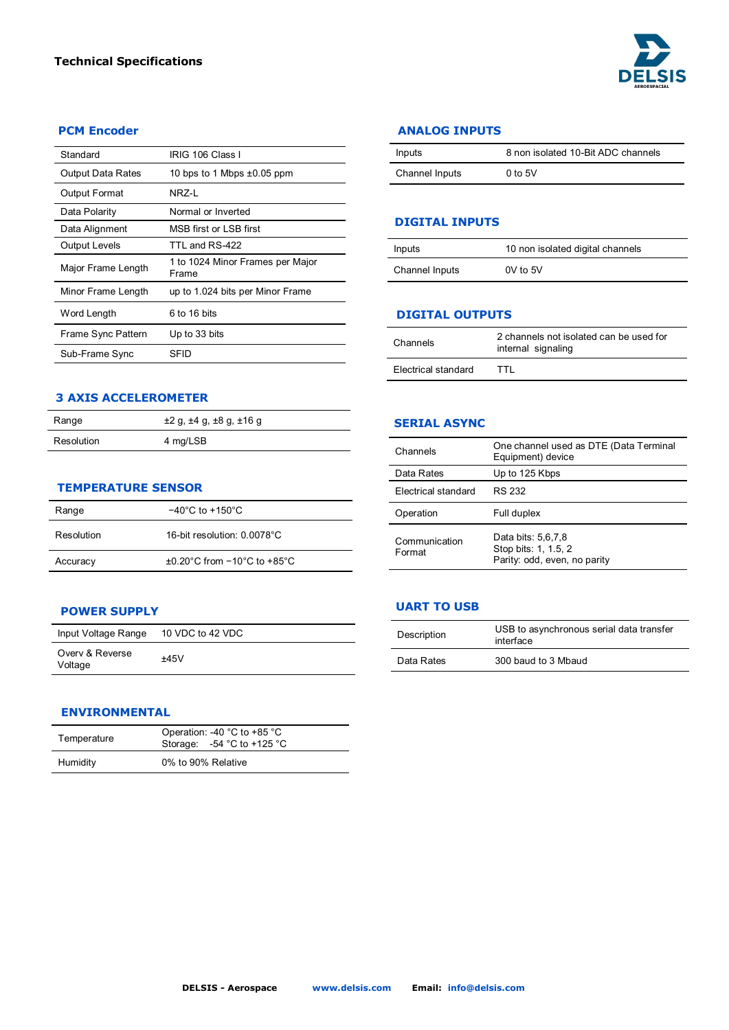# Technical Specifications

## PCM Encoder

| | |
|---|---|
| Standard | IRIG 106 Class I |
| Output Data Rates | 10 bps to 1 Mbps ±0.05 ppm |
| Output Format | NRZ-L |
| Data Polarity | Normal or Inverted |
| Data Alignment | MSB first or LSB first |
| Output Levels | TTL and RS-422 |
| Major Frame Length | 1 to 1024 Minor Frames per Major Frame |
| Minor Frame Length | up to 1.024 bits per Minor Frame |
| Word Length | 6 to 16 bits |
| Frame Sync Pattern | Up to 33 bits |
| Sub-Frame Sync | SFID |

## 3 AXIS ACCELEROMETER

| | |
|---|---|
| Range | ±2 g, ±4 g, ±8 g, ±16 g |
| Resolution | 4 mg/LSB |

## TEMPERATURE SENSOR

| | |
|---|---|
| Range | −40°C to +150°C |
| Resolution | 16-bit resolution: 0.0078°C |
| Accuracy | ±0.20°C from −10°C to +85°C |

## POWER SUPPLY

| | |
|---|---|
| Input Voltage Range | 10 VDC to 42 VDC |
| Overv & Reverse Voltage | ±45V |

## ENVIRONMENTAL

| | |
|---|---|
| Temperature | Operation: -40 °C to +85 °C<br>Storage: -54 °C to +125 °C |
| Humidity | 0% to 90% Relative |

## ANALOG INPUTS

| | |
|---|---|
| Inputs | 8 non isolated 10-Bit ADC channels |
| Channel Inputs | 0 to 5V |

## DIGITAL INPUTS

| | |
|---|---|
| Inputs | 10 non isolated digital channels |
| Channel Inputs | 0V to 5V |

## DIGITAL OUTPUTS

| | |
|---|---|
| Channels | 2 channels not isolated can be used for internal signaling |
| Electrical standard | TTL |

## SERIAL ASYNC

| | |
|---|---|
| Channels | One channel used as DTE (Data Terminal Equipment) device |
| Data Rates | Up to 125 Kbps |
| Electrical standard | RS 232 |
| Operation | Full duplex |
| Communication Format | Data bits: 5,6,7,8<br>Stop bits: 1, 1.5, 2<br>Parity: odd, even, no parity |

## UART TO USB

| | |
|---|---|
| Description | USB to asynchronous serial data transfer interface |
| Data Rates | 300 baud to 3 Mbaud |

**DELSIS - Aerospace** www.delsis.com **Email:** info@delsis.com